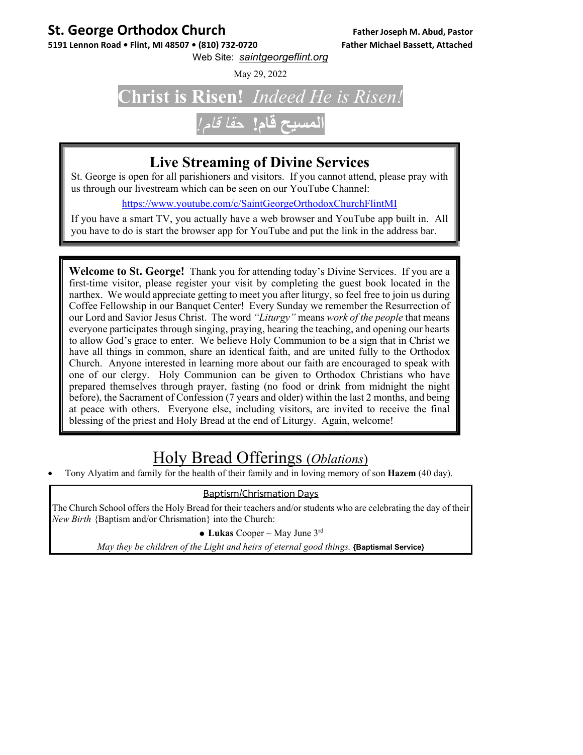**St. George Orthodox Church**
**5191 Lennon Road • Flint, MI 48507 • (810) 732-0720**

**Father Joseph M. Abud, Pastor**
**Father Michael Bassett, Attached**

Web Site: *saintgeorgeflint.org*

May 29, 2022

# Christ is Risen! *Indeed He is Risen!*

# **المسيح قام!** *حقا قام!*

## Live Streaming of Divine Services

St. George is open for all parishioners and visitors. If you cannot attend, please pray with us through our livestream which can be seen on our YouTube Channel:

https://www.youtube.com/c/SaintGeorgeOrthodoxChurchFlintMI

If you have a smart TV, you actually have a web browser and YouTube app built in. All you have to do is start the browser app for YouTube and put the link in the address bar.

**Welcome to St. George!** Thank you for attending today's Divine Services. If you are a first-time visitor, please register your visit by completing the guest book located in the narthex. We would appreciate getting to meet you after liturgy, so feel free to join us during Coffee Fellowship in our Banquet Center! Every Sunday we remember the Resurrection of our Lord and Savior Jesus Christ. The word *"Liturgy"* means *work of the people* that means everyone participates through singing, praying, hearing the teaching, and opening our hearts to allow God's grace to enter. We believe Holy Communion to be a sign that in Christ we have all things in common, share an identical faith, and are united fully to the Orthodox Church. Anyone interested in learning more about our faith are encouraged to speak with one of our clergy. Holy Communion can be given to Orthodox Christians who have prepared themselves through prayer, fasting (no food or drink from midnight the night before), the Sacrament of Confession (7 years and older) within the last 2 months, and being at peace with others. Everyone else, including visitors, are invited to receive the final blessing of the priest and Holy Bread at the end of Liturgy. Again, welcome!

## Holy Bread Offerings (*Oblations*)

- Tony Alyatim and family for the health of their family and in loving memory of son **Hazem** (40 day).

### Baptism/Chrismation Days

The Church School offers the Holy Bread for their teachers and/or students who are celebrating the day of their *New Birth* {Baptism and/or Chrismation} into the Church:

- **Lukas** Cooper ~ May June 3rd

*May they be children of the Light and heirs of eternal good things.* **{Baptismal Service}**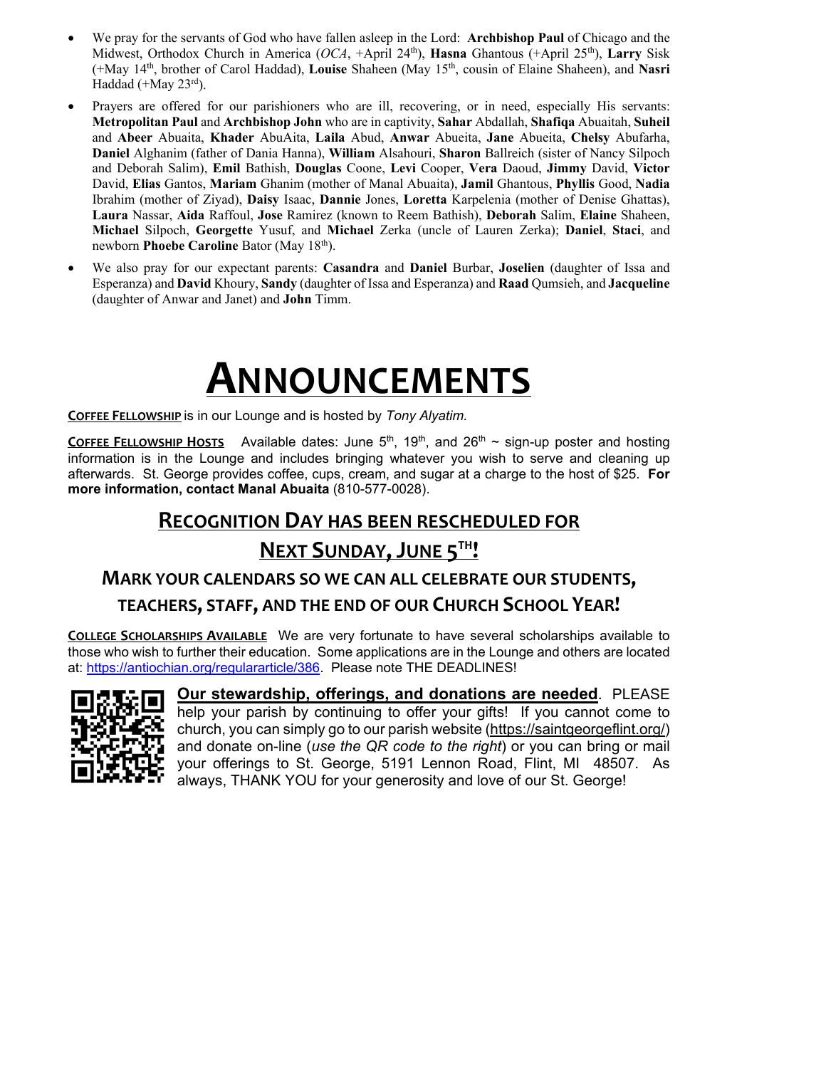- We pray for the servants of God who have fallen asleep in the Lord: **Archbishop Paul** of Chicago and the Midwest, Orthodox Church in America (*OCA*, +April 24th), **Hasna** Ghantous (+April 25th), **Larry** Sisk (+May 14th, brother of Carol Haddad), **Louise** Shaheen (May 15th, cousin of Elaine Shaheen), and **Nasri** Haddad (+May 23rd).
- Prayers are offered for our parishioners who are ill, recovering, or in need, especially His servants: **Metropolitan Paul** and **Archbishop John** who are in captivity, **Sahar** Abdallah, **Shafiqa** Abuaitah, **Suheil** and **Abeer** Abuaita, **Khader** AbuAita, **Laila** Abud, **Anwar** Abueita, **Jane** Abueita, **Chelsy** Abufarha, **Daniel** Alghanim (father of Dania Hanna), **William** Alsahouri, **Sharon** Ballreich (sister of Nancy Silpoch and Deborah Salim), **Emil** Bathish, **Douglas** Coone, **Levi** Cooper, **Vera** Daoud, **Jimmy** David, **Victor** David, **Elias** Gantos, **Mariam** Ghanim (mother of Manal Abuaita), **Jamil** Ghantous, **Phyllis** Good, **Nadia** Ibrahim (mother of Ziyad), **Daisy** Isaac, **Dannie** Jones, **Loretta** Karpelenia (mother of Denise Ghattas), **Laura** Nassar, **Aida** Raffoul, **Jose** Ramirez (known to Reem Bathish), **Deborah** Salim, **Elaine** Shaheen, **Michael** Silpoch, **Georgette** Yusuf, and **Michael** Zerka (uncle of Lauren Zerka); **Daniel**, **Staci**, and newborn **Phoebe Caroline** Bator (May 18th).
- We also pray for our expectant parents: **Casandra** and **Daniel** Burbar, **Joselien** (daughter of Issa and Esperanza) and **David** Khoury, **Sandy** (daughter of Issa and Esperanza) and **Raad** Qumsieh, and **Jacqueline** (daughter of Anwar and Janet) and **John** Timm.

# ANNOUNCEMENTS

**COFFEE FELLOWSHIP** is in our Lounge and is hosted by *Tony Alyatim.*

**COFFEE FELLOWSHIP HOSTS** Available dates: June 5th, 19th, and 26th ~ sign-up poster and hosting information is in the Lounge and includes bringing whatever you wish to serve and cleaning up afterwards. St. George provides coffee, cups, cream, and sugar at a charge to the host of $25. **For more information, contact Manal Abuaita** (810-577-0028).

## RECOGNITION DAY HAS BEEN RESCHEDULED FOR NEXT SUNDAY, JUNE 5TH!

### MARK YOUR CALENDARS SO WE CAN ALL CELEBRATE OUR STUDENTS, TEACHERS, STAFF, AND THE END OF OUR CHURCH SCHOOL YEAR!

**COLLEGE SCHOLARSHIPS AVAILABLE** We are very fortunate to have several scholarships available to those who wish to further their education. Some applications are in the Lounge and others are located at: https://antiochian.org/regulararticle/386. Please note THE DEADLINES!

**Our stewardship, offerings, and donations are needed**. PLEASE help your parish by continuing to offer your gifts! If you cannot come to church, you can simply go to our parish website (https://saintgeorgeflint.org/) and donate on-line (*use the QR code to the right*) or you can bring or mail your offerings to St. George, 5191 Lennon Road, Flint, MI 48507. As always, THANK YOU for your generosity and love of our St. George!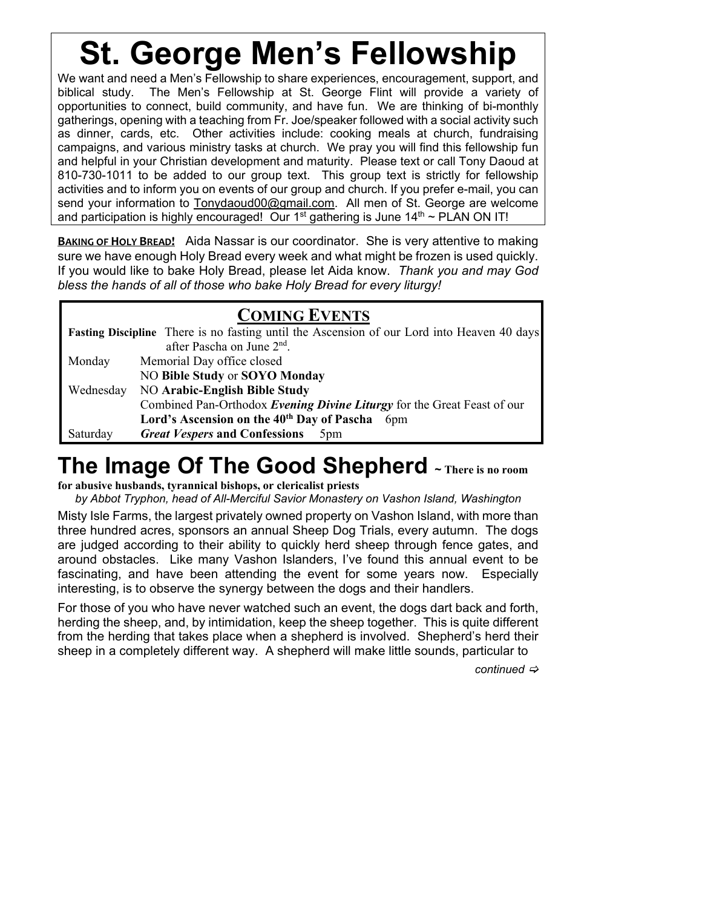# St. George Men's Fellowship

We want and need a Men's Fellowship to share experiences, encouragement, support, and biblical study. The Men's Fellowship at St. George Flint will provide a variety of opportunities to connect, build community, and have fun. We are thinking of bi-monthly gatherings, opening with a teaching from Fr. Joe/speaker followed with a social activity such as dinner, cards, etc. Other activities include: cooking meals at church, fundraising campaigns, and various ministry tasks at church. We pray you will find this fellowship fun and helpful in your Christian development and maturity. Please text or call Tony Daoud at 810-730-1011 to be added to our group text. This group text is strictly for fellowship activities and to inform you on events of our group and church. If you prefer e-mail, you can send your information to Tonydaoud00@gmail.com. All men of St. George are welcome and participation is highly encouraged! Our 1st gathering is June 14th ~ PLAN ON IT!

**BAKING OF HOLY BREAD!** Aida Nassar is our coordinator. She is very attentive to making sure we have enough Holy Bread every week and what might be frozen is used quickly. If you would like to bake Holy Bread, please let Aida know. *Thank you and may God bless the hands of all of those who bake Holy Bread for every liturgy!*

## COMING EVENTS

**Fasting Discipline** There is no fasting until the Ascension of our Lord into Heaven 40 days after Pascha on June 2nd.

| | |
|---|---|
| Monday | Memorial Day office closed |
| | NO **Bible Study** or **SOYO Monday** |
| Wednesday | NO **Arabic-English Bible Study** |
| | Combined Pan-Orthodox ***Evening Divine Liturgy*** for the Great Feast of our **Lord's Ascension on the 40th Day of Pascha** 6pm |
| Saturday | ***Great Vespers*** **and Confessions** 5pm |

# The Image Of The Good Shepherd ~ There is no room for abusive husbands, tyrannical bishops, or clericalist priests

*by Abbot Tryphon, head of All-Merciful Savior Monastery on Vashon Island, Washington*

Misty Isle Farms, the largest privately owned property on Vashon Island, with more than three hundred acres, sponsors an annual Sheep Dog Trials, every autumn. The dogs are judged according to their ability to quickly herd sheep through fence gates, and around obstacles. Like many Vashon Islanders, I've found this annual event to be fascinating, and have been attending the event for some years now. Especially interesting, is to observe the synergy between the dogs and their handlers.

For those of you who have never watched such an event, the dogs dart back and forth, herding the sheep, and, by intimidation, keep the sheep together. This is quite different from the herding that takes place when a shepherd is involved. Shepherd's herd their sheep in a completely different way. A shepherd will make little sounds, particular to

*continued ⇨*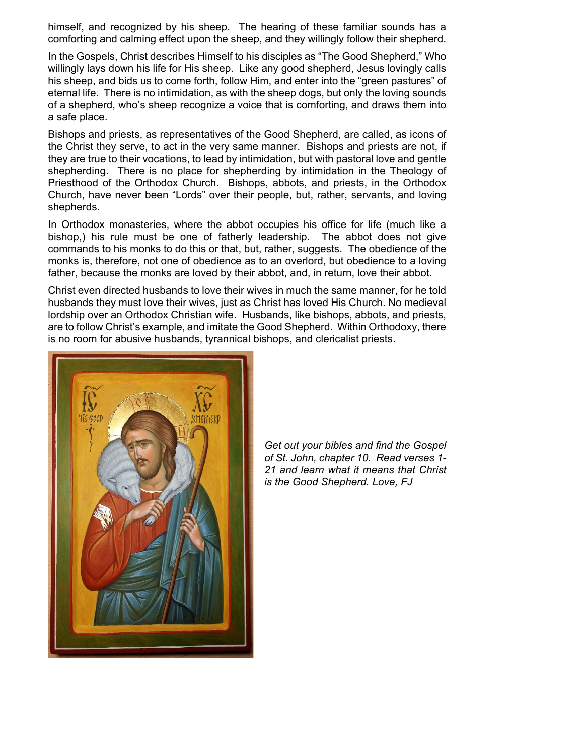himself, and recognized by his sheep. The hearing of these familiar sounds has a comforting and calming effect upon the sheep, and they willingly follow their shepherd.

In the Gospels, Christ describes Himself to his disciples as “The Good Shepherd,” Who willingly lays down his life for His sheep. Like any good shepherd, Jesus lovingly calls his sheep, and bids us to come forth, follow Him, and enter into the “green pastures” of eternal life. There is no intimidation, as with the sheep dogs, but only the loving sounds of a shepherd, who’s sheep recognize a voice that is comforting, and draws them into a safe place.

Bishops and priests, as representatives of the Good Shepherd, are called, as icons of the Christ they serve, to act in the very same manner. Bishops and priests are not, if they are true to their vocations, to lead by intimidation, but with pastoral love and gentle shepherding. There is no place for shepherding by intimidation in the Theology of Priesthood of the Orthodox Church. Bishops, abbots, and priests, in the Orthodox Church, have never been “Lords” over their people, but, rather, servants, and loving shepherds.

In Orthodox monasteries, where the abbot occupies his office for life (much like a bishop,) his rule must be one of fatherly leadership. The abbot does not give commands to his monks to do this or that, but, rather, suggests. The obedience of the monks is, therefore, not one of obedience as to an overlord, but obedience to a loving father, because the monks are loved by their abbot, and, in return, love their abbot.

Christ even directed husbands to love their wives in much the same manner, for he told husbands they must love their wives, just as Christ has loved His Church. No medieval lordship over an Orthodox Christian wife. Husbands, like bishops, abbots, and priests, are to follow Christ’s example, and imitate the Good Shepherd. Within Orthodoxy, there is no room for abusive husbands, tyrannical bishops, and clericalist priests.

*Get out your bibles and find the Gospel of St. John, chapter 10. Read verses 1-21 and learn what it means that Christ is the Good Shepherd. Love, FJ*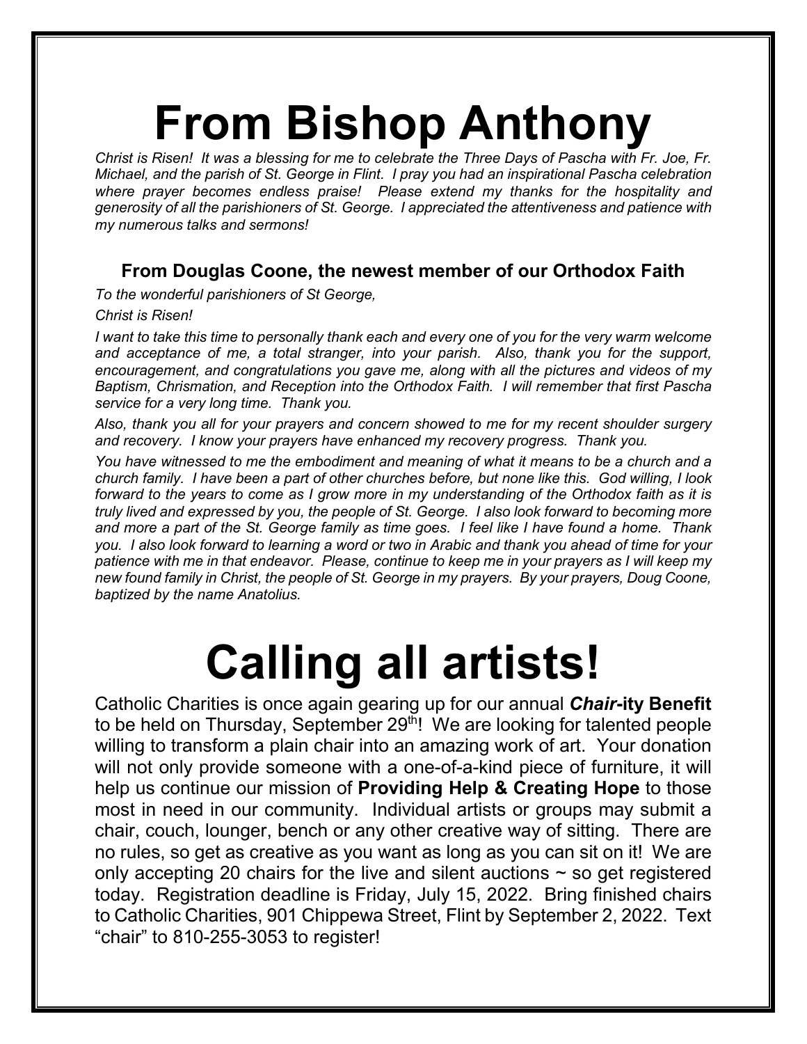# From Bishop Anthony

*Christ is Risen! It was a blessing for me to celebrate the Three Days of Pascha with Fr. Joe, Fr. Michael, and the parish of St. George in Flint. I pray you had an inspirational Pascha celebration where prayer becomes endless praise! Please extend my thanks for the hospitality and generosity of all the parishioners of St. George. I appreciated the attentiveness and patience with my numerous talks and sermons!*

### From Douglas Coone, the newest member of our Orthodox Faith

*To the wonderful parishioners of St George,*

*Christ is Risen!*

*I want to take this time to personally thank each and every one of you for the very warm welcome and acceptance of me, a total stranger, into your parish. Also, thank you for the support, encouragement, and congratulations you gave me, along with all the pictures and videos of my Baptism, Chrismation, and Reception into the Orthodox Faith. I will remember that first Pascha service for a very long time. Thank you.*

*Also, thank you all for your prayers and concern showed to me for my recent shoulder surgery and recovery. I know your prayers have enhanced my recovery progress. Thank you.*

*You have witnessed to me the embodiment and meaning of what it means to be a church and a church family. I have been a part of other churches before, but none like this. God willing, I look forward to the years to come as I grow more in my understanding of the Orthodox faith as it is truly lived and expressed by you, the people of St. George. I also look forward to becoming more and more a part of the St. George family as time goes. I feel like I have found a home. Thank you. I also look forward to learning a word or two in Arabic and thank you ahead of time for your patience with me in that endeavor. Please, continue to keep me in your prayers as I will keep my new found family in Christ, the people of St. George in my prayers. By your prayers, Doug Coone, baptized by the name Anatolius.*

# Calling all artists!

Catholic Charities is once again gearing up for our annual ***Chair*-ity Benefit** to be held on Thursday, September 29th! We are looking for talented people willing to transform a plain chair into an amazing work of art. Your donation will not only provide someone with a one-of-a-kind piece of furniture, it will help us continue our mission of **Providing Help & Creating Hope** to those most in need in our community. Individual artists or groups may submit a chair, couch, lounger, bench or any other creative way of sitting. There are no rules, so get as creative as you want as long as you can sit on it! We are only accepting 20 chairs for the live and silent auctions ~ so get registered today. Registration deadline is Friday, July 15, 2022. Bring finished chairs to Catholic Charities, 901 Chippewa Street, Flint by September 2, 2022. Text "chair" to 810-255-3053 to register!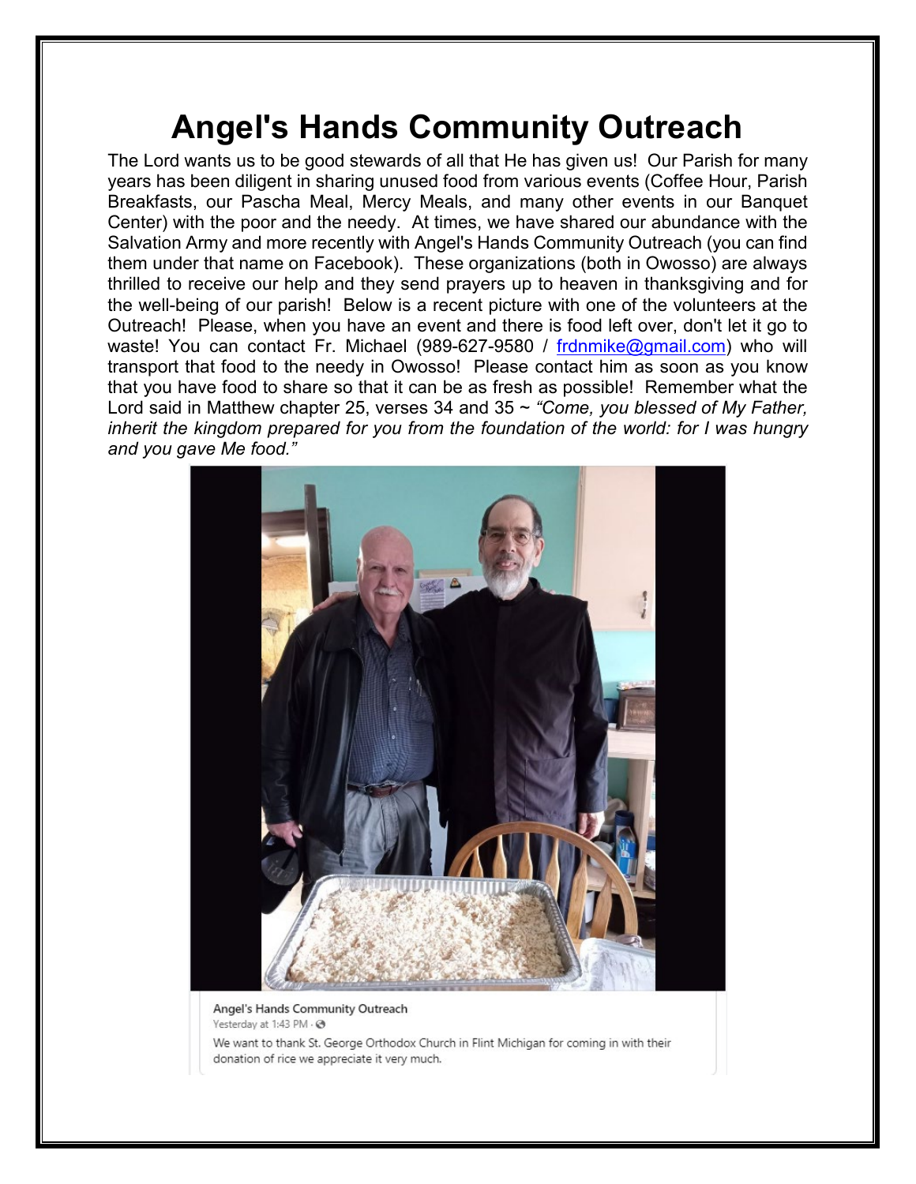# Angel's Hands Community Outreach

The Lord wants us to be good stewards of all that He has given us! Our Parish for many years has been diligent in sharing unused food from various events (Coffee Hour, Parish Breakfasts, our Pascha Meal, Mercy Meals, and many other events in our Banquet Center) with the poor and the needy. At times, we have shared our abundance with the Salvation Army and more recently with Angel's Hands Community Outreach (you can find them under that name on Facebook). These organizations (both in Owosso) are always thrilled to receive our help and they send prayers up to heaven in thanksgiving and for the well-being of our parish! Below is a recent picture with one of the volunteers at the Outreach! Please, when you have an event and there is food left over, don't let it go to waste! You can contact Fr. Michael (989-627-9580 / frdnmike@gmail.com) who will transport that food to the needy in Owosso! Please contact him as soon as you know that you have food to share so that it can be as fresh as possible! Remember what the Lord said in Matthew chapter 25, verses 34 and 35 ~ *"Come, you blessed of My Father, inherit the kingdom prepared for you from the foundation of the world: for I was hungry and you gave Me food."*

Angel's Hands Community Outreach
Yesterday at 1:43 PM ·

We want to thank St. George Orthodox Church in Flint Michigan for coming in with their donation of rice we appreciate it very much.